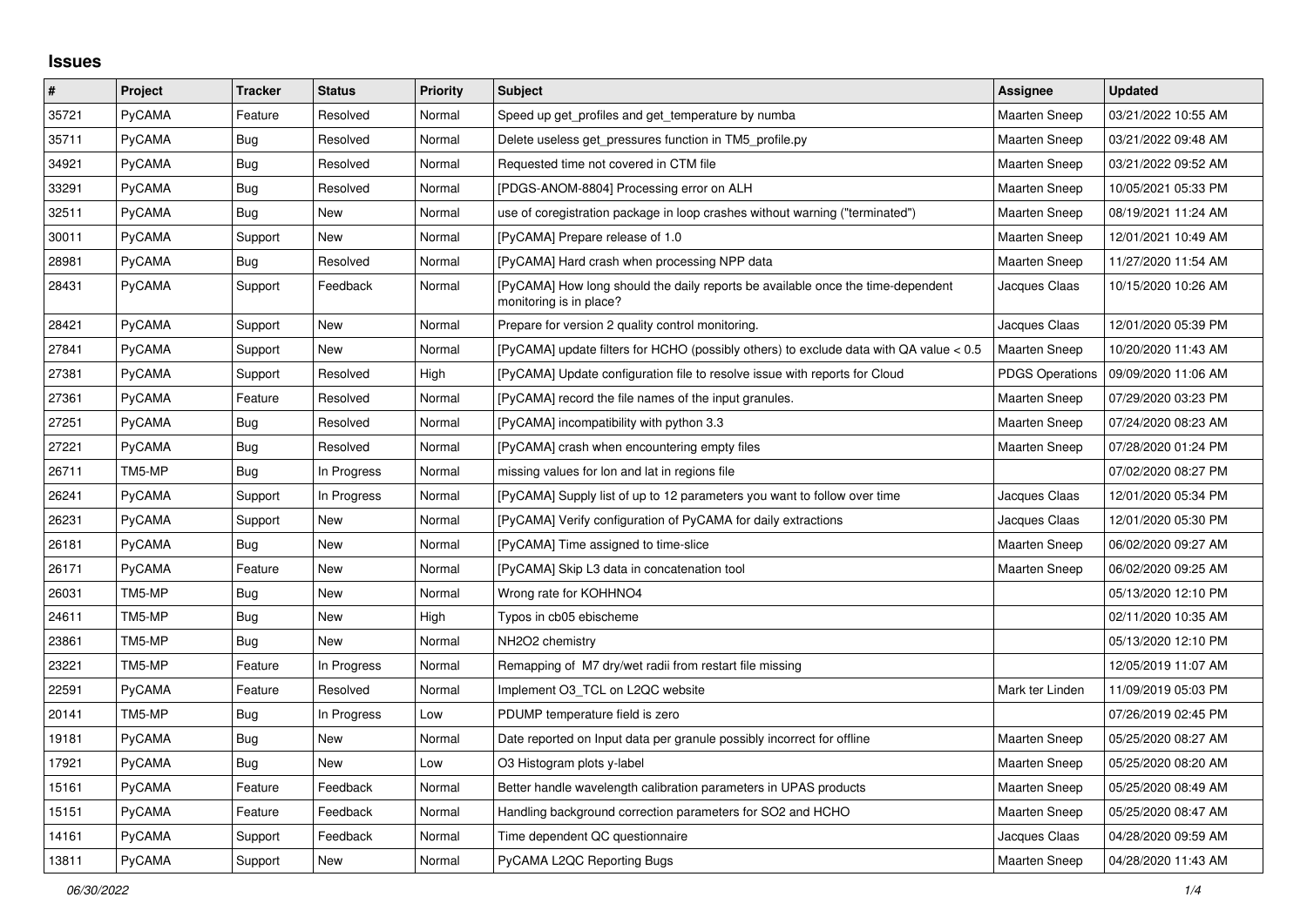# Issues

| # | Project | Tracker | Status | Priority | Subject | Assignee | Updated |
|---|---|---|---|---|---|---|---|
| 35721 | PyCAMA | Feature | Resolved | Normal | Speed up get_profiles and get_temperature by numba | Maarten Sneep | 03/21/2022 10:55 AM |
| 35711 | PyCAMA | Bug | Resolved | Normal | Delete useless get_pressures function in TM5_profile.py | Maarten Sneep | 03/21/2022 09:48 AM |
| 34921 | PyCAMA | Bug | Resolved | Normal | Requested time not covered in CTM file | Maarten Sneep | 03/21/2022 09:52 AM |
| 33291 | PyCAMA | Bug | Resolved | Normal | [PDGS-ANOM-8804] Processing error on ALH | Maarten Sneep | 10/05/2021 05:33 PM |
| 32511 | PyCAMA | Bug | New | Normal | use of coregistration package in loop crashes without warning ("terminated") | Maarten Sneep | 08/19/2021 11:24 AM |
| 30011 | PyCAMA | Support | New | Normal | [PyCAMA] Prepare release of 1.0 | Maarten Sneep | 12/01/2021 10:49 AM |
| 28981 | PyCAMA | Bug | Resolved | Normal | [PyCAMA] Hard crash when processing NPP data | Maarten Sneep | 11/27/2020 11:54 AM |
| 28431 | PyCAMA | Support | Feedback | Normal | [PyCAMA] How long should the daily reports be available once the time-dependent monitoring is in place? | Jacques Claas | 10/15/2020 10:26 AM |
| 28421 | PyCAMA | Support | New | Normal | Prepare for version 2 quality control monitoring. | Jacques Claas | 12/01/2020 05:39 PM |
| 27841 | PyCAMA | Support | New | Normal | [PyCAMA] update filters for HCHO (possibly others) to exclude data with QA value < 0.5 | Maarten Sneep | 10/20/2020 11:43 AM |
| 27381 | PyCAMA | Support | Resolved | High | [PyCAMA] Update configuration file to resolve issue with reports for Cloud | PDGS Operations | 09/09/2020 11:06 AM |
| 27361 | PyCAMA | Feature | Resolved | Normal | [PyCAMA] record the file names of the input granules. | Maarten Sneep | 07/29/2020 03:23 PM |
| 27251 | PyCAMA | Bug | Resolved | Normal | [PyCAMA] incompatibility with python 3.3 | Maarten Sneep | 07/24/2020 08:23 AM |
| 27221 | PyCAMA | Bug | Resolved | Normal | [PyCAMA] crash when encountering empty files | Maarten Sneep | 07/28/2020 01:24 PM |
| 26711 | TM5-MP | Bug | In Progress | Normal | missing values for lon and lat in regions file | | 07/02/2020 08:27 PM |
| 26241 | PyCAMA | Support | In Progress | Normal | [PyCAMA] Supply list of up to 12 parameters you want to follow over time | Jacques Claas | 12/01/2020 05:34 PM |
| 26231 | PyCAMA | Support | New | Normal | [PyCAMA] Verify configuration of PyCAMA for daily extractions | Jacques Claas | 12/01/2020 05:30 PM |
| 26181 | PyCAMA | Bug | New | Normal | [PyCAMA] Time assigned to time-slice | Maarten Sneep | 06/02/2020 09:27 AM |
| 26171 | PyCAMA | Feature | New | Normal | [PyCAMA] Skip L3 data in concatenation tool | Maarten Sneep | 06/02/2020 09:25 AM |
| 26031 | TM5-MP | Bug | New | Normal | Wrong rate for KOHHNO4 | | 05/13/2020 12:10 PM |
| 24611 | TM5-MP | Bug | New | High | Typos in cb05 ebischeme | | 02/11/2020 10:35 AM |
| 23861 | TM5-MP | Bug | New | Normal | NH2O2 chemistry | | 05/13/2020 12:10 PM |
| 23221 | TM5-MP | Feature | In Progress | Normal | Remapping of M7 dry/wet radii from restart file missing | | 12/05/2019 11:07 AM |
| 22591 | PyCAMA | Feature | Resolved | Normal | Implement O3_TCL on L2QC website | Mark ter Linden | 11/09/2019 05:03 PM |
| 20141 | TM5-MP | Bug | In Progress | Low | PDUMP temperature field is zero | | 07/26/2019 02:45 PM |
| 19181 | PyCAMA | Bug | New | Normal | Date reported on Input data per granule possibly incorrect for offline | Maarten Sneep | 05/25/2020 08:27 AM |
| 17921 | PyCAMA | Bug | New | Low | O3 Histogram plots y-label | Maarten Sneep | 05/25/2020 08:20 AM |
| 15161 | PyCAMA | Feature | Feedback | Normal | Better handle wavelength calibration parameters in UPAS products | Maarten Sneep | 05/25/2020 08:49 AM |
| 15151 | PyCAMA | Feature | Feedback | Normal | Handling background correction parameters for SO2 and HCHO | Maarten Sneep | 05/25/2020 08:47 AM |
| 14161 | PyCAMA | Support | Feedback | Normal | Time dependent QC questionnaire | Jacques Claas | 04/28/2020 09:59 AM |
| 13811 | PyCAMA | Support | New | Normal | PyCAMA L2QC Reporting Bugs | Maarten Sneep | 04/28/2020 11:43 AM |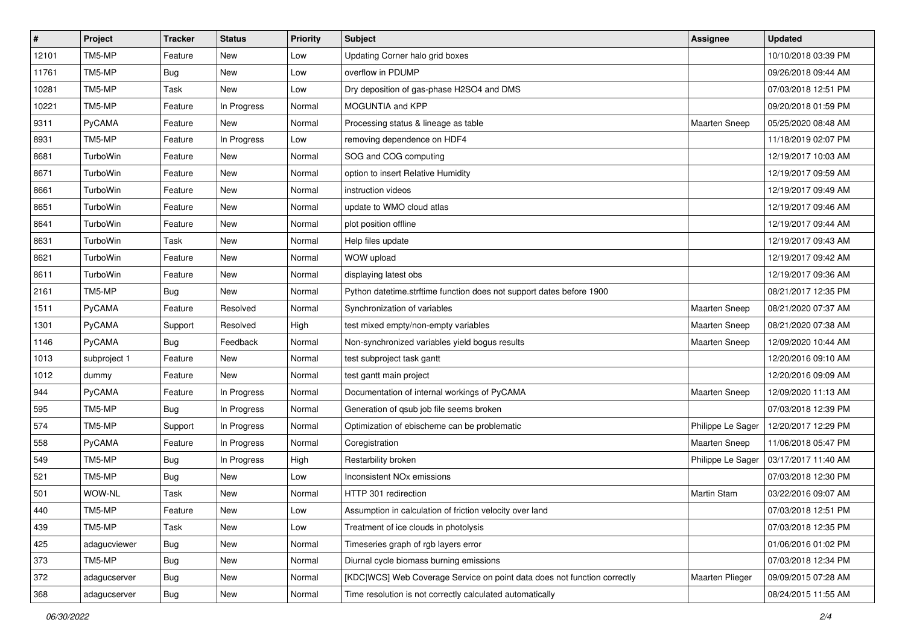| # | Project | Tracker | Status | Priority | Subject | Assignee | Updated |
|---|---|---|---|---|---|---|---|
| 12101 | TM5-MP | Feature | New | Low | Updating Corner halo grid boxes | | 10/10/2018 03:39 PM |
| 11761 | TM5-MP | Bug | New | Low | overflow in PDUMP | | 09/26/2018 09:44 AM |
| 10281 | TM5-MP | Task | New | Low | Dry deposition of gas-phase H2SO4 and DMS | | 07/03/2018 12:51 PM |
| 10221 | TM5-MP | Feature | In Progress | Normal | MOGUNTIA and KPP | | 09/20/2018 01:59 PM |
| 9311 | PyCAMA | Feature | New | Normal | Processing status & lineage as table | Maarten Sneep | 05/25/2020 08:48 AM |
| 8931 | TM5-MP | Feature | In Progress | Low | removing dependence on HDF4 | | 11/18/2019 02:07 PM |
| 8681 | TurboWin | Feature | New | Normal | SOG and COG computing | | 12/19/2017 10:03 AM |
| 8671 | TurboWin | Feature | New | Normal | option to insert Relative Humidity | | 12/19/2017 09:59 AM |
| 8661 | TurboWin | Feature | New | Normal | instruction videos | | 12/19/2017 09:49 AM |
| 8651 | TurboWin | Feature | New | Normal | update to WMO cloud atlas | | 12/19/2017 09:46 AM |
| 8641 | TurboWin | Feature | New | Normal | plot position offline | | 12/19/2017 09:44 AM |
| 8631 | TurboWin | Task | New | Normal | Help files update | | 12/19/2017 09:43 AM |
| 8621 | TurboWin | Feature | New | Normal | WOW upload | | 12/19/2017 09:42 AM |
| 8611 | TurboWin | Feature | New | Normal | displaying latest obs | | 12/19/2017 09:36 AM |
| 2161 | TM5-MP | Bug | New | Normal | Python datetime.strftime function does not support dates before 1900 | | 08/21/2017 12:35 PM |
| 1511 | PyCAMA | Feature | Resolved | Normal | Synchronization of variables | Maarten Sneep | 08/21/2020 07:37 AM |
| 1301 | PyCAMA | Support | Resolved | High | test mixed empty/non-empty variables | Maarten Sneep | 08/21/2020 07:38 AM |
| 1146 | PyCAMA | Bug | Feedback | Normal | Non-synchronized variables yield bogus results | Maarten Sneep | 12/09/2020 10:44 AM |
| 1013 | subproject 1 | Feature | New | Normal | test subproject task gantt | | 12/20/2016 09:10 AM |
| 1012 | dummy | Feature | New | Normal | test gantt main project | | 12/20/2016 09:09 AM |
| 944 | PyCAMA | Feature | In Progress | Normal | Documentation of internal workings of PyCAMA | Maarten Sneep | 12/09/2020 11:13 AM |
| 595 | TM5-MP | Bug | In Progress | Normal | Generation of qsub job file seems broken | | 07/03/2018 12:39 PM |
| 574 | TM5-MP | Support | In Progress | Normal | Optimization of ebischeme can be problematic | Philippe Le Sager | 12/20/2017 12:29 PM |
| 558 | PyCAMA | Feature | In Progress | Normal | Coregistration | Maarten Sneep | 11/06/2018 05:47 PM |
| 549 | TM5-MP | Bug | In Progress | High | Restarbility broken | Philippe Le Sager | 03/17/2017 11:40 AM |
| 521 | TM5-MP | Bug | New | Low | Inconsistent NOx emissions | | 07/03/2018 12:30 PM |
| 501 | WOW-NL | Task | New | Normal | HTTP 301 redirection | Martin Stam | 03/22/2016 09:07 AM |
| 440 | TM5-MP | Feature | New | Low | Assumption in calculation of friction velocity over land | | 07/03/2018 12:51 PM |
| 439 | TM5-MP | Task | New | Low | Treatment of ice clouds in photolysis | | 07/03/2018 12:35 PM |
| 425 | adagucviewer | Bug | New | Normal | Timeseries graph of rgb layers error | | 01/06/2016 01:02 PM |
| 373 | TM5-MP | Bug | New | Normal | Diurnal cycle biomass burning emissions | | 07/03/2018 12:34 PM |
| 372 | adagucserver | Bug | New | Normal | [KDC\|WCS] Web Coverage Service on point data does not function correctly | Maarten Plieger | 09/09/2015 07:28 AM |
| 368 | adagucserver | Bug | New | Normal | Time resolution is not correctly calculated automatically | | 08/24/2015 11:55 AM |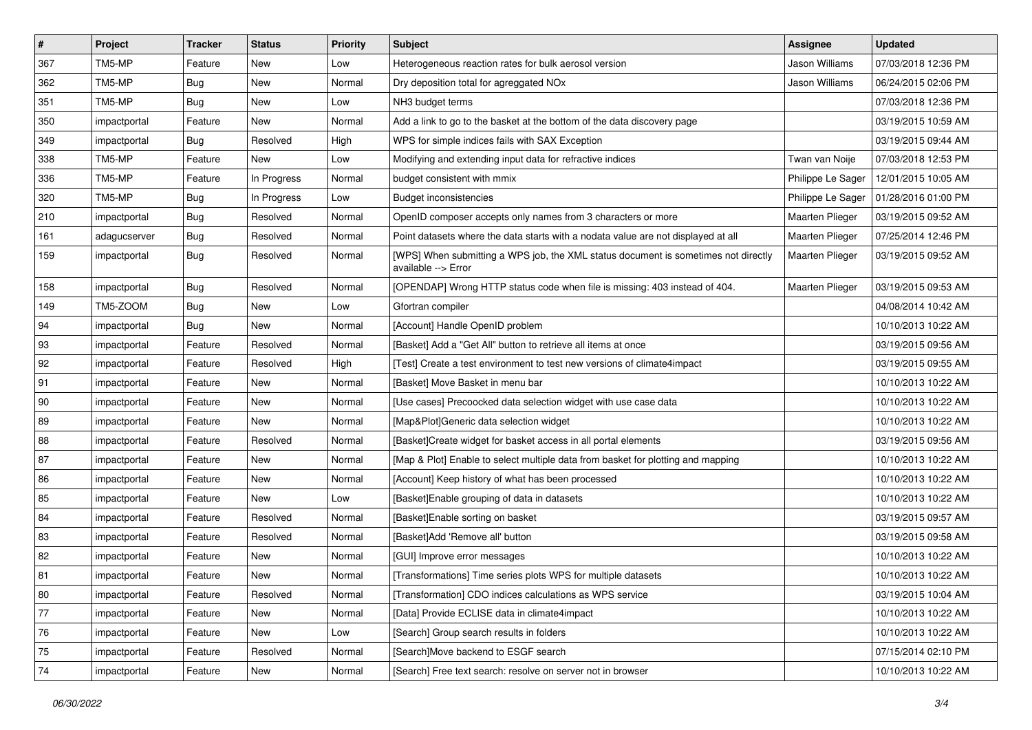| # | Project | Tracker | Status | Priority | Subject | Assignee | Updated |
|---|---|---|---|---|---|---|---|
| 367 | TM5-MP | Feature | New | Low | Heterogeneous reaction rates for bulk aerosol version | Jason Williams | 07/03/2018 12:36 PM |
| 362 | TM5-MP | Bug | New | Normal | Dry deposition total for agreggated NOx | Jason Williams | 06/24/2015 02:06 PM |
| 351 | TM5-MP | Bug | New | Low | NH3 budget terms | | 07/03/2018 12:36 PM |
| 350 | impactportal | Feature | New | Normal | Add a link to go to the basket at the bottom of the data discovery page | | 03/19/2015 10:59 AM |
| 349 | impactportal | Bug | Resolved | High | WPS for simple indices fails with SAX Exception | | 03/19/2015 09:44 AM |
| 338 | TM5-MP | Feature | New | Low | Modifying and extending input data for refractive indices | Twan van Noije | 07/03/2018 12:53 PM |
| 336 | TM5-MP | Feature | In Progress | Normal | budget consistent with mmix | Philippe Le Sager | 12/01/2015 10:05 AM |
| 320 | TM5-MP | Bug | In Progress | Low | Budget inconsistencies | Philippe Le Sager | 01/28/2016 01:00 PM |
| 210 | impactportal | Bug | Resolved | Normal | OpenID composer accepts only names from 3 characters or more | Maarten Plieger | 03/19/2015 09:52 AM |
| 161 | adagucserver | Bug | Resolved | Normal | Point datasets where the data starts with a nodata value are not displayed at all | Maarten Plieger | 07/25/2014 12:46 PM |
| 159 | impactportal | Bug | Resolved | Normal | [WPS] When submitting a WPS job, the XML status document is sometimes not directly available --> Error | Maarten Plieger | 03/19/2015 09:52 AM |
| 158 | impactportal | Bug | Resolved | Normal | [OPENDAP] Wrong HTTP status code when file is missing: 403 instead of 404. | Maarten Plieger | 03/19/2015 09:53 AM |
| 149 | TM5-ZOOM | Bug | New | Low | Gfortran compiler | | 04/08/2014 10:42 AM |
| 94 | impactportal | Bug | New | Normal | [Account] Handle OpenID problem | | 10/10/2013 10:22 AM |
| 93 | impactportal | Feature | Resolved | Normal | [Basket] Add a "Get All" button to retrieve all items at once | | 03/19/2015 09:56 AM |
| 92 | impactportal | Feature | Resolved | High | [Test] Create a test environment to test new versions of climate4impact | | 03/19/2015 09:55 AM |
| 91 | impactportal | Feature | New | Normal | [Basket] Move Basket in menu bar | | 10/10/2013 10:22 AM |
| 90 | impactportal | Feature | New | Normal | [Use cases] Precoocked data selection widget with use case data | | 10/10/2013 10:22 AM |
| 89 | impactportal | Feature | New | Normal | [Map&Plot]Generic data selection widget | | 10/10/2013 10:22 AM |
| 88 | impactportal | Feature | Resolved | Normal | [Basket]Create widget for basket access in all portal elements | | 03/19/2015 09:56 AM |
| 87 | impactportal | Feature | New | Normal | [Map & Plot] Enable to select multiple data from basket for plotting and mapping | | 10/10/2013 10:22 AM |
| 86 | impactportal | Feature | New | Normal | [Account] Keep history of what has been processed | | 10/10/2013 10:22 AM |
| 85 | impactportal | Feature | New | Low | [Basket]Enable grouping of data in datasets | | 10/10/2013 10:22 AM |
| 84 | impactportal | Feature | Resolved | Normal | [Basket]Enable sorting on basket | | 03/19/2015 09:57 AM |
| 83 | impactportal | Feature | Resolved | Normal | [Basket]Add 'Remove all' button | | 03/19/2015 09:58 AM |
| 82 | impactportal | Feature | New | Normal | [GUI] Improve error messages | | 10/10/2013 10:22 AM |
| 81 | impactportal | Feature | New | Normal | [Transformations] Time series plots WPS for multiple datasets | | 10/10/2013 10:22 AM |
| 80 | impactportal | Feature | Resolved | Normal | [Transformation] CDO indices calculations as WPS service | | 03/19/2015 10:04 AM |
| 77 | impactportal | Feature | New | Normal | [Data] Provide ECLISE data in climate4impact | | 10/10/2013 10:22 AM |
| 76 | impactportal | Feature | New | Low | [Search] Group search results in folders | | 10/10/2013 10:22 AM |
| 75 | impactportal | Feature | Resolved | Normal | [Search]Move backend to ESGF search | | 07/15/2014 02:10 PM |
| 74 | impactportal | Feature | New | Normal | [Search] Free text search: resolve on server not in browser | | 10/10/2013 10:22 AM |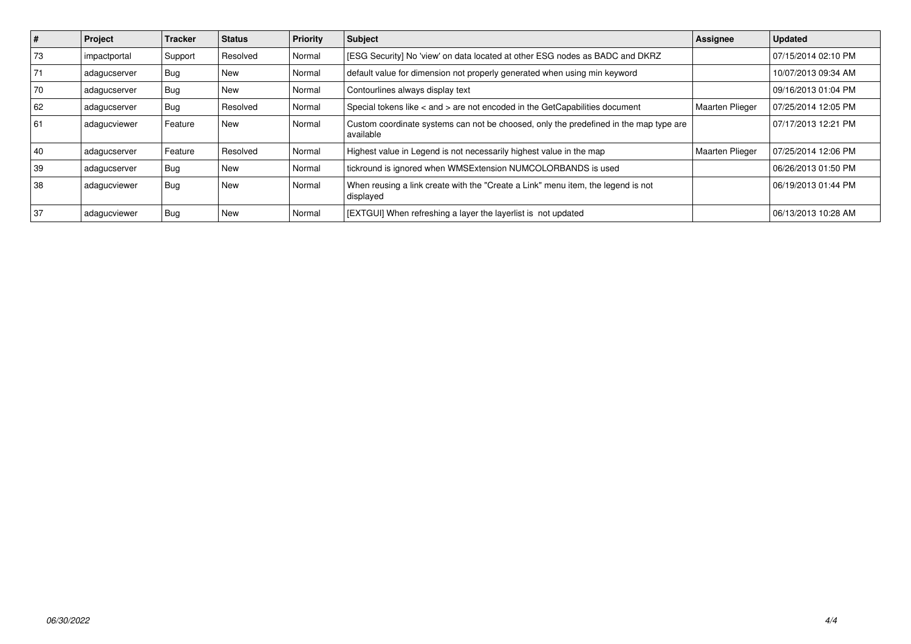| # | Project | Tracker | Status | Priority | Subject | Assignee | Updated |
|---|---|---|---|---|---|---|---|
| 73 | impactportal | Support | Resolved | Normal | [ESG Security] No 'view' on data located at other ESG nodes as BADC and DKRZ | | 07/15/2014 02:10 PM |
| 71 | adagucserver | Bug | New | Normal | default value for dimension not properly generated when using min keyword | | 10/07/2013 09:34 AM |
| 70 | adagucserver | Bug | New | Normal | Contourlines always display text | | 09/16/2013 01:04 PM |
| 62 | adagucserver | Bug | Resolved | Normal | Special tokens like < and > are not encoded in the GetCapabilities document | Maarten Plieger | 07/25/2014 12:05 PM |
| 61 | adagucviewer | Feature | New | Normal | Custom coordinate systems can not be choosed, only the predefined in the map type are available | | 07/17/2013 12:21 PM |
| 40 | adagucserver | Feature | Resolved | Normal | Highest value in Legend is not necessarily highest value in the map | Maarten Plieger | 07/25/2014 12:06 PM |
| 39 | adagucserver | Bug | New | Normal | tickround is ignored when WMSExtension NUMCOLORBANDS is used | | 06/26/2013 01:50 PM |
| 38 | adagucviewer | Bug | New | Normal | When reusing a link create with the "Create a Link" menu item, the legend is not displayed | | 06/19/2013 01:44 PM |
| 37 | adagucviewer | Bug | New | Normal | [EXTGUI] When refreshing a layer the layerlist is not updated | | 06/13/2013 10:28 AM |